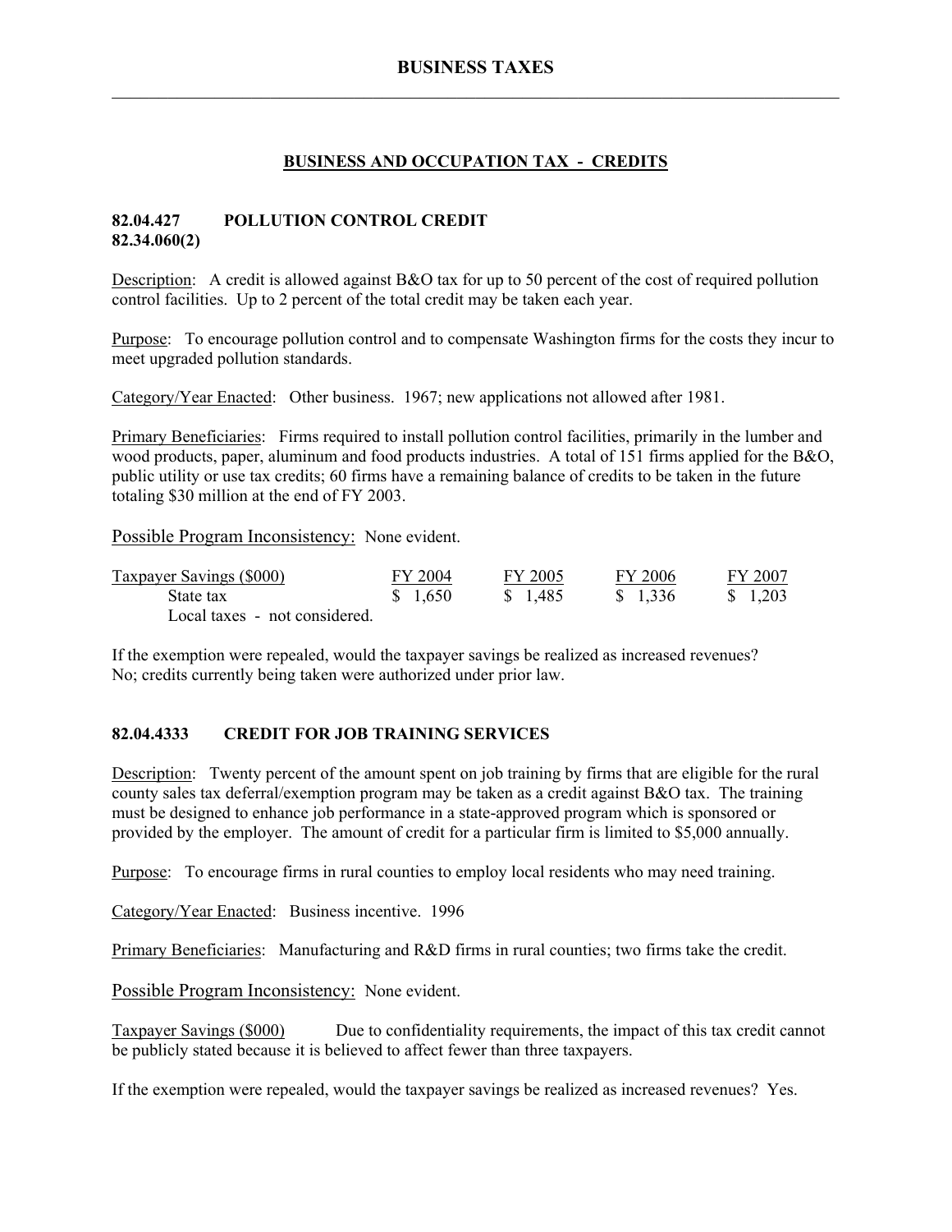# BUSINESS TAXES

## BUSINESS AND OCCUPATION TAX - CREDITS

### 82.04.427 POLLUTION CONTROL CREDIT
### 82.34.060(2)

Description: A credit is allowed against B&O tax for up to 50 percent of the cost of required pollution control facilities. Up to 2 percent of the total credit may be taken each year.

Purpose: To encourage pollution control and to compensate Washington firms for the costs they incur to meet upgraded pollution standards.

Category/Year Enacted: Other business. 1967; new applications not allowed after 1981.

Primary Beneficiaries: Firms required to install pollution control facilities, primarily in the lumber and wood products, paper, aluminum and food products industries. A total of 151 firms applied for the B&O, public utility or use tax credits; 60 firms have a remaining balance of credits to be taken in the future totaling $30 million at the end of FY 2003.

Possible Program Inconsistency: None evident.

| Taxpayer Savings ($000) | FY 2004 | FY 2005 | FY 2006 | FY 2007 |
|---|---|---|---|---|
| State tax | $ 1,650 | $ 1,485 | $ 1,336 | $ 1,203 |
| Local taxes - not considered. | | | | |

If the exemption were repealed, would the taxpayer savings be realized as increased revenues? No; credits currently being taken were authorized under prior law.

### 82.04.4333 CREDIT FOR JOB TRAINING SERVICES

Description: Twenty percent of the amount spent on job training by firms that are eligible for the rural county sales tax deferral/exemption program may be taken as a credit against B&O tax. The training must be designed to enhance job performance in a state-approved program which is sponsored or provided by the employer. The amount of credit for a particular firm is limited to $5,000 annually.

Purpose: To encourage firms in rural counties to employ local residents who may need training.

Category/Year Enacted: Business incentive. 1996

Primary Beneficiaries: Manufacturing and R&D firms in rural counties; two firms take the credit.

Possible Program Inconsistency: None evident.

Taxpayer Savings ($000) Due to confidentiality requirements, the impact of this tax credit cannot be publicly stated because it is believed to affect fewer than three taxpayers.

If the exemption were repealed, would the taxpayer savings be realized as increased revenues? Yes.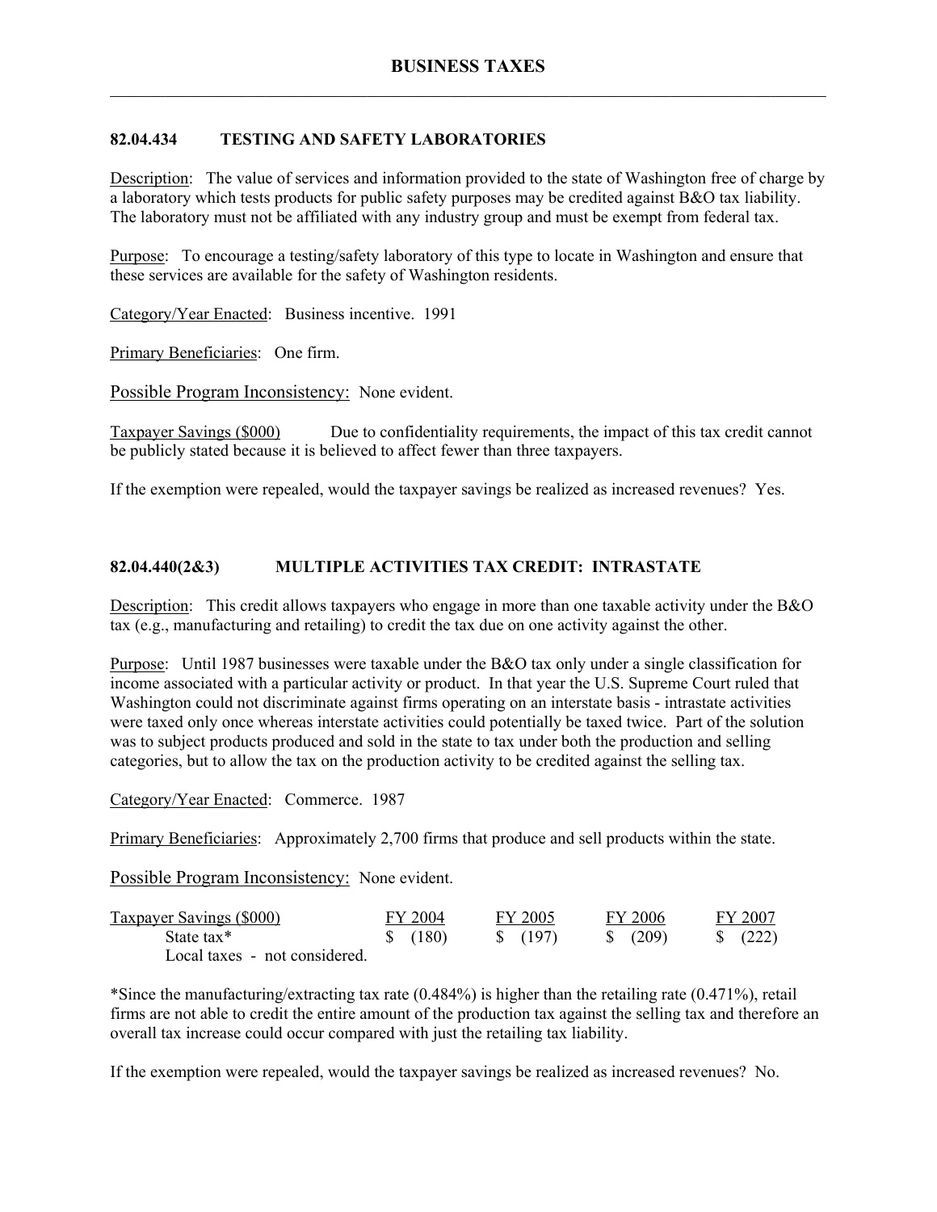## 82.04.434 TESTING AND SAFETY LABORATORIES

Description: The value of services and information provided to the state of Washington free of charge by a laboratory which tests products for public safety purposes may be credited against B&O tax liability. The laboratory must not be affiliated with any industry group and must be exempt from federal tax.

Purpose: To encourage a testing/safety laboratory of this type to locate in Washington and ensure that these services are available for the safety of Washington residents.

Category/Year Enacted: Business incentive. 1991

Primary Beneficiaries: One firm.

Possible Program Inconsistency: None evident.

Taxpayer Savings ($000) Due to confidentiality requirements, the impact of this tax credit cannot be publicly stated because it is believed to affect fewer than three taxpayers.

If the exemption were repealed, would the taxpayer savings be realized as increased revenues? Yes.

## 82.04.440(2&3) MULTIPLE ACTIVITIES TAX CREDIT: INTRASTATE

Description: This credit allows taxpayers who engage in more than one taxable activity under the B&O tax (e.g., manufacturing and retailing) to credit the tax due on one activity against the other.

Purpose: Until 1987 businesses were taxable under the B&O tax only under a single classification for income associated with a particular activity or product. In that year the U.S. Supreme Court ruled that Washington could not discriminate against firms operating on an interstate basis - intrastate activities were taxed only once whereas interstate activities could potentially be taxed twice. Part of the solution was to subject products produced and sold in the state to tax under both the production and selling categories, but to allow the tax on the production activity to be credited against the selling tax.

Category/Year Enacted: Commerce. 1987

Primary Beneficiaries: Approximately 2,700 firms that produce and sell products within the state.

Possible Program Inconsistency: None evident.

| Taxpayer Savings ($000) | FY 2004 | FY 2005 | FY 2006 | FY 2007 |
|---|---|---|---|---|
| State tax* | $ (180) | $ (197) | $ (209) | $ (222) |
| Local taxes - not considered. | | | | |

*Since the manufacturing/extracting tax rate (0.484%) is higher than the retailing rate (0.471%), retail firms are not able to credit the entire amount of the production tax against the selling tax and therefore an overall tax increase could occur compared with just the retailing tax liability.

If the exemption were repealed, would the taxpayer savings be realized as increased revenues? No.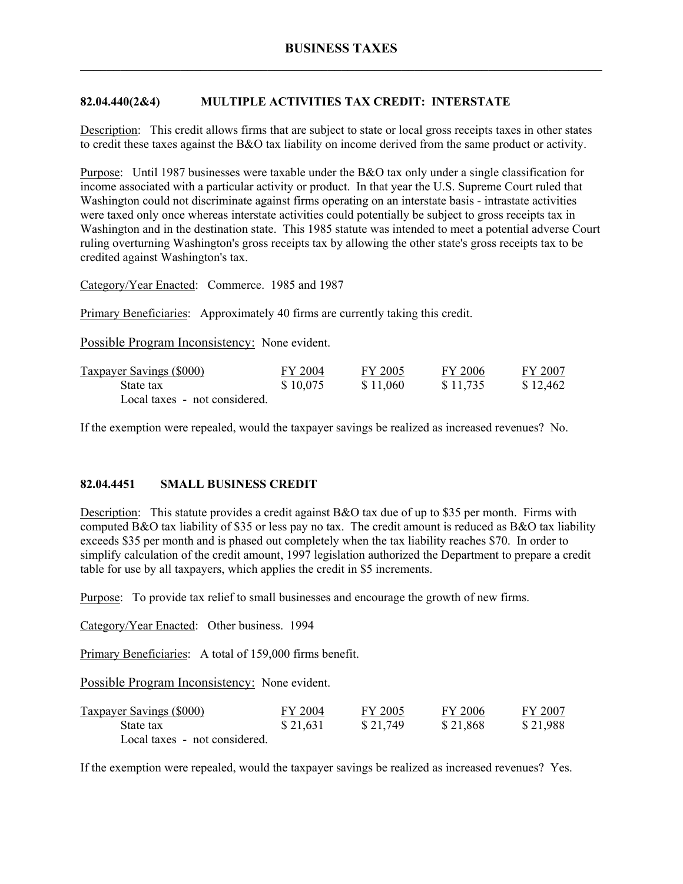# BUSINESS TAXES

## 82.04.440(2&4) MULTIPLE ACTIVITIES TAX CREDIT: INTERSTATE

Description: This credit allows firms that are subject to state or local gross receipts taxes in other states to credit these taxes against the B&O tax liability on income derived from the same product or activity.

Purpose: Until 1987 businesses were taxable under the B&O tax only under a single classification for income associated with a particular activity or product. In that year the U.S. Supreme Court ruled that Washington could not discriminate against firms operating on an interstate basis - intrastate activities were taxed only once whereas interstate activities could potentially be subject to gross receipts tax in Washington and in the destination state. This 1985 statute was intended to meet a potential adverse Court ruling overturning Washington's gross receipts tax by allowing the other state's gross receipts tax to be credited against Washington's tax.

Category/Year Enacted: Commerce. 1985 and 1987

Primary Beneficiaries: Approximately 40 firms are currently taking this credit.

Possible Program Inconsistency: None evident.

| Taxpayer Savings ($000) | FY 2004 | FY 2005 | FY 2006 | FY 2007 |
|---|---|---|---|---|
| State tax | $ 10,075 | $ 11,060 | $ 11,735 | $ 12,462 |
| Local taxes - not considered. | | | | |

If the exemption were repealed, would the taxpayer savings be realized as increased revenues? No.

## 82.04.4451 SMALL BUSINESS CREDIT

Description: This statute provides a credit against B&O tax due of up to $35 per month. Firms with computed B&O tax liability of $35 or less pay no tax. The credit amount is reduced as B&O tax liability exceeds $35 per month and is phased out completely when the tax liability reaches $70. In order to simplify calculation of the credit amount, 1997 legislation authorized the Department to prepare a credit table for use by all taxpayers, which applies the credit in $5 increments.

Purpose: To provide tax relief to small businesses and encourage the growth of new firms.

Category/Year Enacted: Other business. 1994

Primary Beneficiaries: A total of 159,000 firms benefit.

Possible Program Inconsistency: None evident.

| Taxpayer Savings ($000) | FY 2004 | FY 2005 | FY 2006 | FY 2007 |
|---|---|---|---|---|
| State tax | $ 21,631 | $ 21,749 | $ 21,868 | $ 21,988 |
| Local taxes - not considered. | | | | |

If the exemption were repealed, would the taxpayer savings be realized as increased revenues? Yes.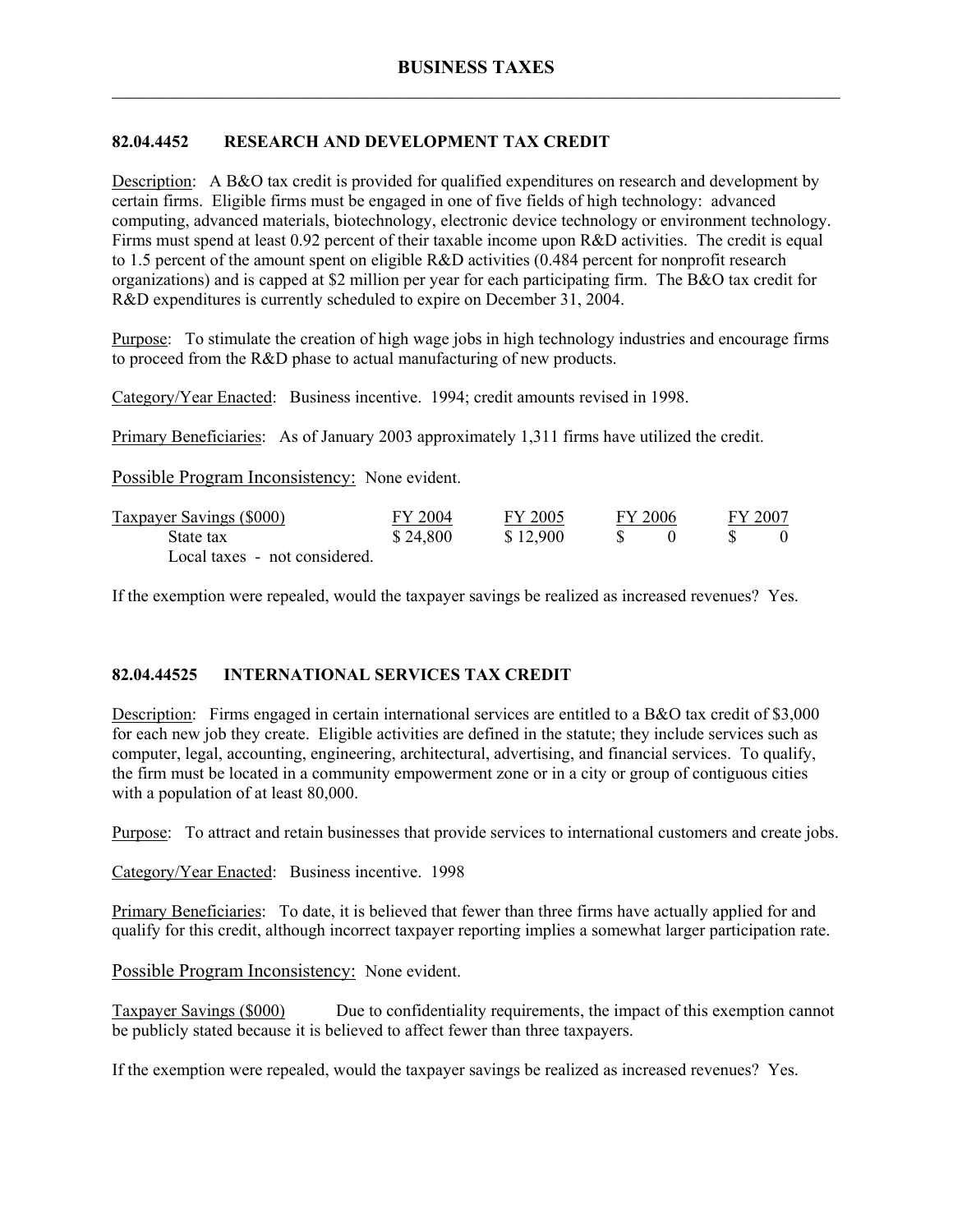## 82.04.4452 RESEARCH AND DEVELOPMENT TAX CREDIT

Description: A B&O tax credit is provided for qualified expenditures on research and development by certain firms. Eligible firms must be engaged in one of five fields of high technology: advanced computing, advanced materials, biotechnology, electronic device technology or environment technology. Firms must spend at least 0.92 percent of their taxable income upon R&D activities. The credit is equal to 1.5 percent of the amount spent on eligible R&D activities (0.484 percent for nonprofit research organizations) and is capped at $2 million per year for each participating firm. The B&O tax credit for R&D expenditures is currently scheduled to expire on December 31, 2004.

Purpose: To stimulate the creation of high wage jobs in high technology industries and encourage firms to proceed from the R&D phase to actual manufacturing of new products.

Category/Year Enacted: Business incentive. 1994; credit amounts revised in 1998.

Primary Beneficiaries: As of January 2003 approximately 1,311 firms have utilized the credit.

Possible Program Inconsistency: None evident.

| Taxpayer Savings ($000) | FY 2004 | FY 2005 | FY 2006 | FY 2007 |
|---|---|---|---|---|
| State tax | $ 24,800 | $ 12,900 | $ 0 | $ 0 |
| Local taxes - not considered. | | | | |

If the exemption were repealed, would the taxpayer savings be realized as increased revenues? Yes.

## 82.04.44525 INTERNATIONAL SERVICES TAX CREDIT

Description: Firms engaged in certain international services are entitled to a B&O tax credit of $3,000 for each new job they create. Eligible activities are defined in the statute; they include services such as computer, legal, accounting, engineering, architectural, advertising, and financial services. To qualify, the firm must be located in a community empowerment zone or in a city or group of contiguous cities with a population of at least 80,000.

Purpose: To attract and retain businesses that provide services to international customers and create jobs.

Category/Year Enacted: Business incentive. 1998

Primary Beneficiaries: To date, it is believed that fewer than three firms have actually applied for and qualify for this credit, although incorrect taxpayer reporting implies a somewhat larger participation rate.

Possible Program Inconsistency: None evident.

Taxpayer Savings ($000) Due to confidentiality requirements, the impact of this exemption cannot be publicly stated because it is believed to affect fewer than three taxpayers.

If the exemption were repealed, would the taxpayer savings be realized as increased revenues? Yes.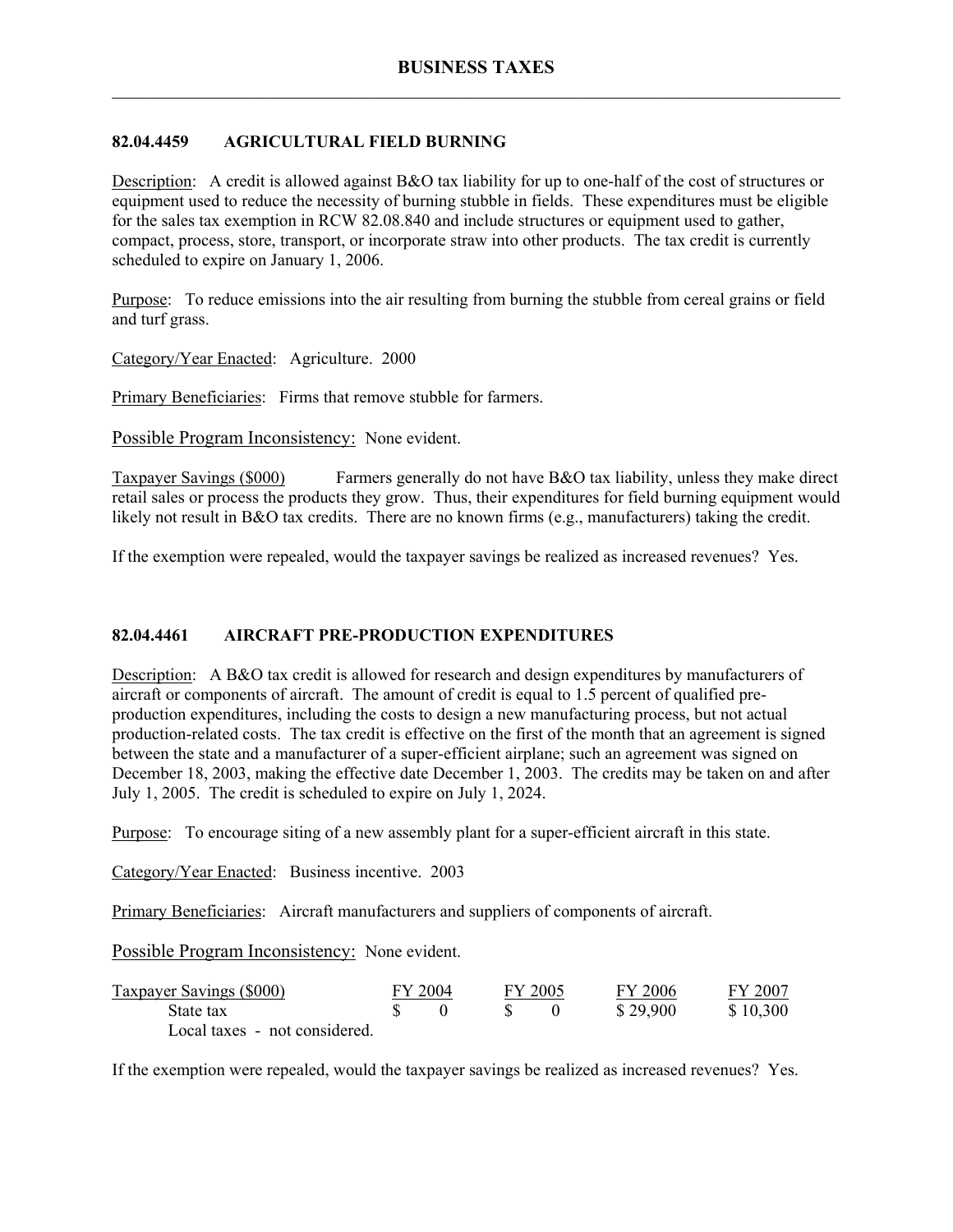# BUSINESS TAXES

## 82.04.4459 AGRICULTURAL FIELD BURNING

Description: A credit is allowed against B&O tax liability for up to one-half of the cost of structures or equipment used to reduce the necessity of burning stubble in fields. These expenditures must be eligible for the sales tax exemption in RCW 82.08.840 and include structures or equipment used to gather, compact, process, store, transport, or incorporate straw into other products. The tax credit is currently scheduled to expire on January 1, 2006.

Purpose: To reduce emissions into the air resulting from burning the stubble from cereal grains or field and turf grass.

Category/Year Enacted: Agriculture. 2000

Primary Beneficiaries: Firms that remove stubble for farmers.

Possible Program Inconsistency: None evident.

Taxpayer Savings ($000) Farmers generally do not have B&O tax liability, unless they make direct retail sales or process the products they grow. Thus, their expenditures for field burning equipment would likely not result in B&O tax credits. There are no known firms (e.g., manufacturers) taking the credit.

If the exemption were repealed, would the taxpayer savings be realized as increased revenues? Yes.

## 82.04.4461 AIRCRAFT PRE-PRODUCTION EXPENDITURES

Description: A B&O tax credit is allowed for research and design expenditures by manufacturers of aircraft or components of aircraft. The amount of credit is equal to 1.5 percent of qualified pre-production expenditures, including the costs to design a new manufacturing process, but not actual production-related costs. The tax credit is effective on the first of the month that an agreement is signed between the state and a manufacturer of a super-efficient airplane; such an agreement was signed on December 18, 2003, making the effective date December 1, 2003. The credits may be taken on and after July 1, 2005. The credit is scheduled to expire on July 1, 2024.

Purpose: To encourage siting of a new assembly plant for a super-efficient aircraft in this state.

Category/Year Enacted: Business incentive. 2003

Primary Beneficiaries: Aircraft manufacturers and suppliers of components of aircraft.

Possible Program Inconsistency: None evident.

| Taxpayer Savings ($000) | FY 2004 | FY 2005 | FY 2006 | FY 2007 |
|---|---|---|---|---|
| State tax | $ 0 | $ 0 | $ 29,900 | $ 10,300 |
| Local taxes - not considered. | | | | |

If the exemption were repealed, would the taxpayer savings be realized as increased revenues? Yes.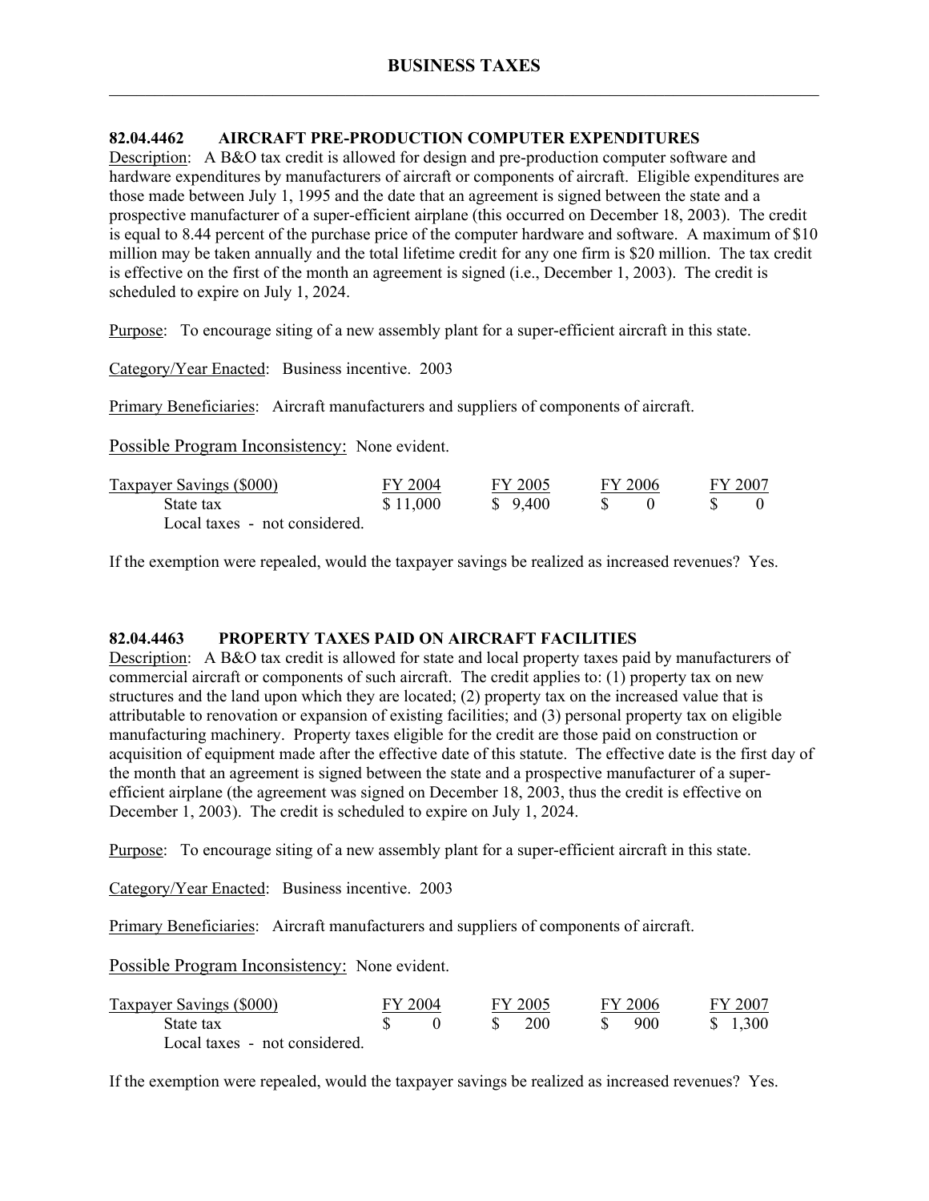# BUSINESS TAXES

## 82.04.4462 AIRCRAFT PRE-PRODUCTION COMPUTER EXPENDITURES

Description: A B&O tax credit is allowed for design and pre-production computer software and hardware expenditures by manufacturers of aircraft or components of aircraft. Eligible expenditures are those made between July 1, 1995 and the date that an agreement is signed between the state and a prospective manufacturer of a super-efficient airplane (this occurred on December 18, 2003). The credit is equal to 8.44 percent of the purchase price of the computer hardware and software. A maximum of $10 million may be taken annually and the total lifetime credit for any one firm is $20 million. The tax credit is effective on the first of the month an agreement is signed (i.e., December 1, 2003). The credit is scheduled to expire on July 1, 2024.

Purpose: To encourage siting of a new assembly plant for a super-efficient aircraft in this state.

Category/Year Enacted: Business incentive. 2003

Primary Beneficiaries: Aircraft manufacturers and suppliers of components of aircraft.

Possible Program Inconsistency: None evident.

| Taxpayer Savings ($000) | FY 2004 | FY 2005 | FY 2006 | FY 2007 |
|---|---|---|---|---|
| State tax | $ 11,000 | $ 9,400 | $ 0 | $ 0 |
| Local taxes - not considered. | | | | |

If the exemption were repealed, would the taxpayer savings be realized as increased revenues? Yes.

## 82.04.4463 PROPERTY TAXES PAID ON AIRCRAFT FACILITIES

Description: A B&O tax credit is allowed for state and local property taxes paid by manufacturers of commercial aircraft or components of such aircraft. The credit applies to: (1) property tax on new structures and the land upon which they are located; (2) property tax on the increased value that is attributable to renovation or expansion of existing facilities; and (3) personal property tax on eligible manufacturing machinery. Property taxes eligible for the credit are those paid on construction or acquisition of equipment made after the effective date of this statute. The effective date is the first day of the month that an agreement is signed between the state and a prospective manufacturer of a super-efficient airplane (the agreement was signed on December 18, 2003, thus the credit is effective on December 1, 2003). The credit is scheduled to expire on July 1, 2024.

Purpose: To encourage siting of a new assembly plant for a super-efficient aircraft in this state.

Category/Year Enacted: Business incentive. 2003

Primary Beneficiaries: Aircraft manufacturers and suppliers of components of aircraft.

Possible Program Inconsistency: None evident.

| Taxpayer Savings ($000) | FY 2004 | FY 2005 | FY 2006 | FY 2007 |
|---|---|---|---|---|
| State tax | $ 0 | $ 200 | $ 900 | $ 1,300 |
| Local taxes - not considered. | | | | |

If the exemption were repealed, would the taxpayer savings be realized as increased revenues? Yes.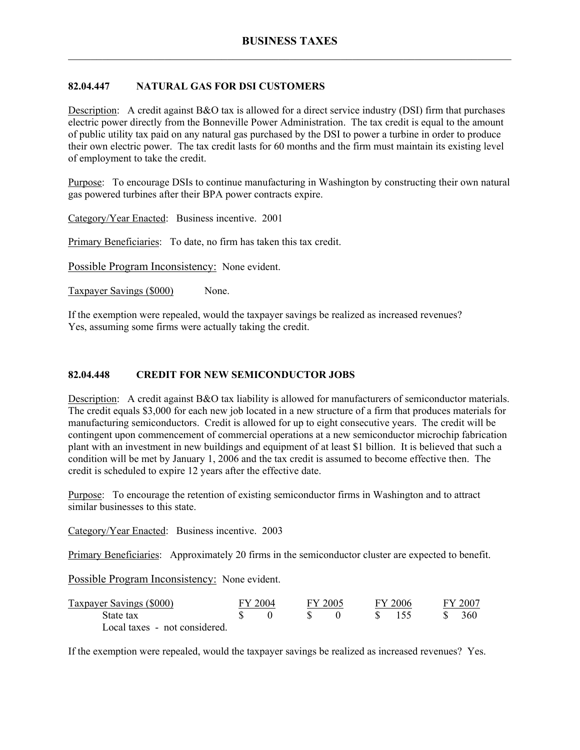# BUSINESS TAXES

## 82.04.447 NATURAL GAS FOR DSI CUSTOMERS

Description: A credit against B&O tax is allowed for a direct service industry (DSI) firm that purchases electric power directly from the Bonneville Power Administration. The tax credit is equal to the amount of public utility tax paid on any natural gas purchased by the DSI to power a turbine in order to produce their own electric power. The tax credit lasts for 60 months and the firm must maintain its existing level of employment to take the credit.

Purpose: To encourage DSIs to continue manufacturing in Washington by constructing their own natural gas powered turbines after their BPA power contracts expire.

Category/Year Enacted: Business incentive. 2001

Primary Beneficiaries: To date, no firm has taken this tax credit.

Possible Program Inconsistency: None evident.

Taxpayer Savings ($000) None.

If the exemption were repealed, would the taxpayer savings be realized as increased revenues? Yes, assuming some firms were actually taking the credit.

## 82.04.448 CREDIT FOR NEW SEMICONDUCTOR JOBS

Description: A credit against B&O tax liability is allowed for manufacturers of semiconductor materials. The credit equals $3,000 for each new job located in a new structure of a firm that produces materials for manufacturing semiconductors. Credit is allowed for up to eight consecutive years. The credit will be contingent upon commencement of commercial operations at a new semiconductor microchip fabrication plant with an investment in new buildings and equipment of at least $1 billion. It is believed that such a condition will be met by January 1, 2006 and the tax credit is assumed to become effective then. The credit is scheduled to expire 12 years after the effective date.

Purpose: To encourage the retention of existing semiconductor firms in Washington and to attract similar businesses to this state.

Category/Year Enacted: Business incentive. 2003

Primary Beneficiaries: Approximately 20 firms in the semiconductor cluster are expected to benefit.

Possible Program Inconsistency: None evident.

| Taxpayer Savings ($000) | FY 2004 | FY 2005 | FY 2006 | FY 2007 |
|---|---|---|---|---|
| State tax | $ 0 | $ 0 | $ 155 | $ 360 |
| Local taxes - not considered. | | | | |

If the exemption were repealed, would the taxpayer savings be realized as increased revenues? Yes.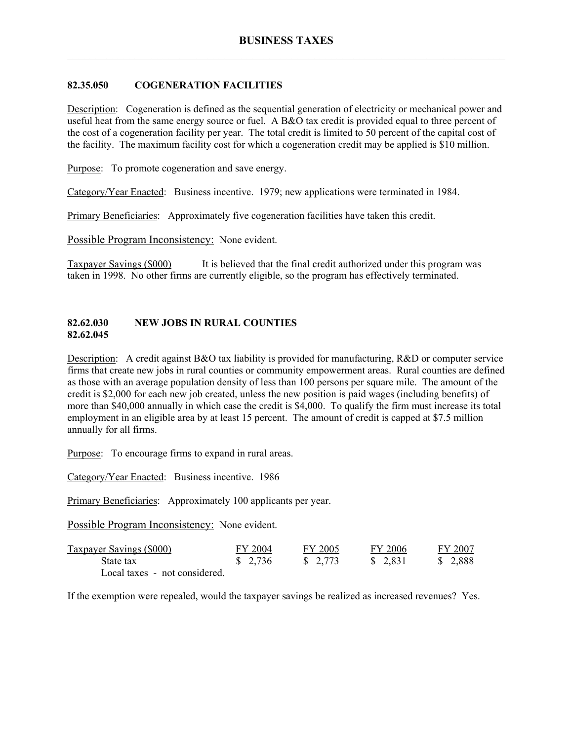# BUSINESS TAXES

## 82.35.050 COGENERATION FACILITIES

Description: Cogeneration is defined as the sequential generation of electricity or mechanical power and useful heat from the same energy source or fuel. A B&O tax credit is provided equal to three percent of the cost of a cogeneration facility per year. The total credit is limited to 50 percent of the capital cost of the facility. The maximum facility cost for which a cogeneration credit may be applied is $10 million.

Purpose: To promote cogeneration and save energy.

Category/Year Enacted: Business incentive. 1979; new applications were terminated in 1984.

Primary Beneficiaries: Approximately five cogeneration facilities have taken this credit.

Possible Program Inconsistency: None evident.

Taxpayer Savings ($000) It is believed that the final credit authorized under this program was taken in 1998. No other firms are currently eligible, so the program has effectively terminated.

## 82.62.030 NEW JOBS IN RURAL COUNTIES
## 82.62.045

Description: A credit against B&O tax liability is provided for manufacturing, R&D or computer service firms that create new jobs in rural counties or community empowerment areas. Rural counties are defined as those with an average population density of less than 100 persons per square mile. The amount of the credit is $2,000 for each new job created, unless the new position is paid wages (including benefits) of more than $40,000 annually in which case the credit is $4,000. To qualify the firm must increase its total employment in an eligible area by at least 15 percent. The amount of credit is capped at $7.5 million annually for all firms.

Purpose: To encourage firms to expand in rural areas.

Category/Year Enacted: Business incentive. 1986

Primary Beneficiaries: Approximately 100 applicants per year.

Possible Program Inconsistency: None evident.

| Taxpayer Savings ($000) | FY 2004 | FY 2005 | FY 2006 | FY 2007 |
|---|---|---|---|---|
| State tax | $ 2,736 | $ 2,773 | $ 2,831 | $ 2,888 |
| Local taxes - not considered. | | | | |

If the exemption were repealed, would the taxpayer savings be realized as increased revenues? Yes.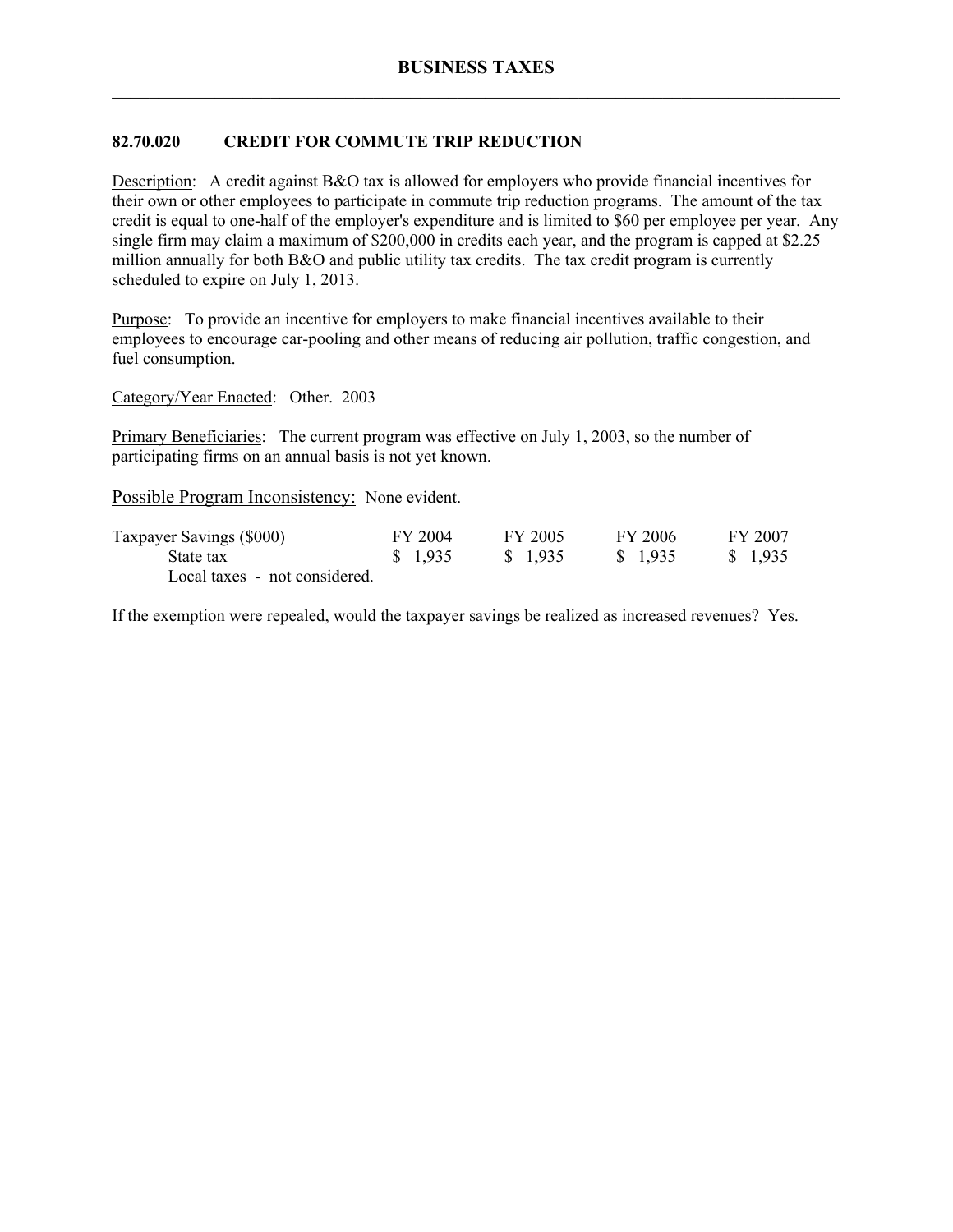## 82.70.020 CREDIT FOR COMMUTE TRIP REDUCTION

Description: A credit against B&O tax is allowed for employers who provide financial incentives for their own or other employees to participate in commute trip reduction programs. The amount of the tax credit is equal to one-half of the employer's expenditure and is limited to $60 per employee per year. Any single firm may claim a maximum of $200,000 in credits each year, and the program is capped at $2.25 million annually for both B&O and public utility tax credits. The tax credit program is currently scheduled to expire on July 1, 2013.

Purpose: To provide an incentive for employers to make financial incentives available to their employees to encourage car-pooling and other means of reducing air pollution, traffic congestion, and fuel consumption.

Category/Year Enacted: Other. 2003

Primary Beneficiaries: The current program was effective on July 1, 2003, so the number of participating firms on an annual basis is not yet known.

Possible Program Inconsistency: None evident.

| Taxpayer Savings ($000) | FY 2004 | FY 2005 | FY 2006 | FY 2007 |
|---|---|---|---|---|
| State tax | $ 1,935 | $ 1,935 | $ 1,935 | $ 1,935 |
| Local taxes - not considered. | | | | |

If the exemption were repealed, would the taxpayer savings be realized as increased revenues? Yes.